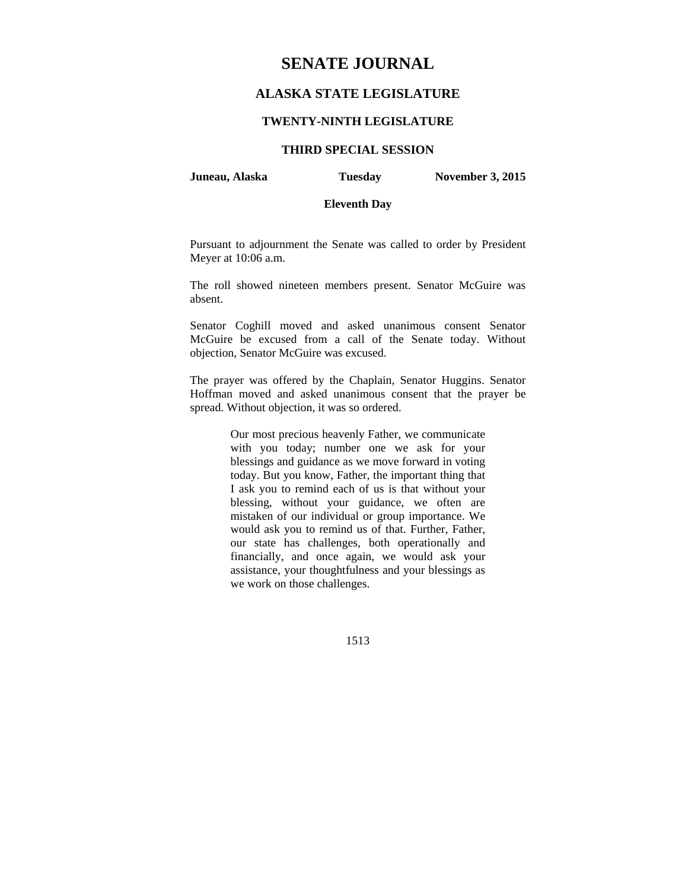# SENATE JOURNAL

## ALASKA STATE LEGISLATURE

### TWENTY-NINTH LEGISLATURE

### THIRD SPECIAL SESSION

**Juneau, Alaska** **Tuesday** **November 3, 2015**

**Eleventh Day**

Pursuant to adjournment the Senate was called to order by President Meyer at 10:06 a.m.

The roll showed nineteen members present. Senator McGuire was absent.

Senator Coghill moved and asked unanimous consent Senator McGuire be excused from a call of the Senate today. Without objection, Senator McGuire was excused.

The prayer was offered by the Chaplain, Senator Huggins. Senator Hoffman moved and asked unanimous consent that the prayer be spread. Without objection, it was so ordered.

> Our most precious heavenly Father, we communicate with you today; number one we ask for your blessings and guidance as we move forward in voting today. But you know, Father, the important thing that I ask you to remind each of us is that without your blessing, without your guidance, we often are mistaken of our individual or group importance. We would ask you to remind us of that. Further, Father, our state has challenges, both operationally and financially, and once again, we would ask your assistance, your thoughtfulness and your blessings as we work on those challenges.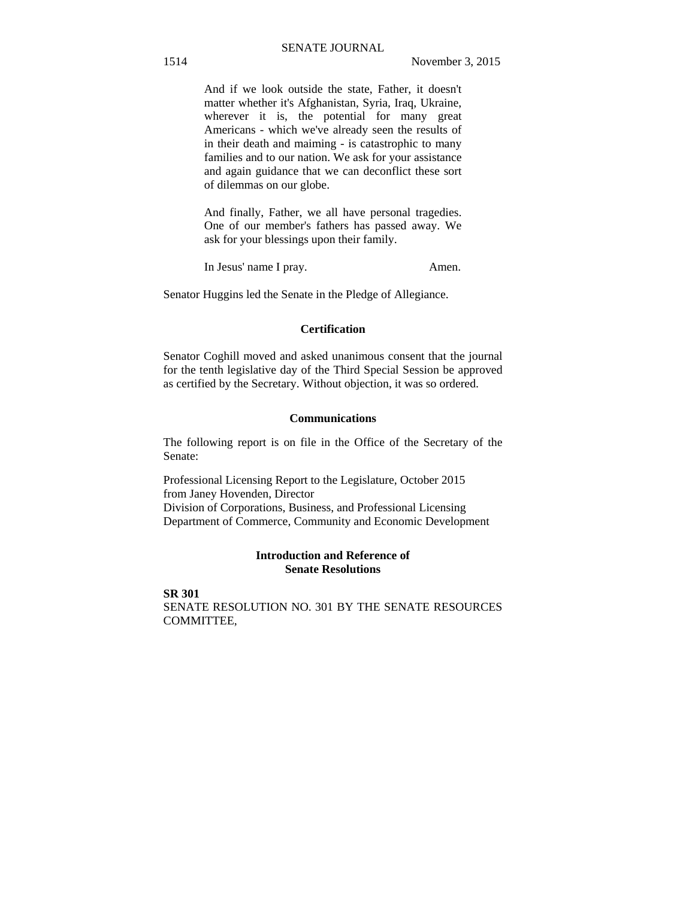And if we look outside the state, Father, it doesn't matter whether it's Afghanistan, Syria, Iraq, Ukraine, wherever it is, the potential for many great Americans - which we've already seen the results of in their death and maiming - is catastrophic to many families and to our nation. We ask for your assistance and again guidance that we can deconflict these sort of dilemmas on our globe.

And finally, Father, we all have personal tragedies. One of our member's fathers has passed away. We ask for your blessings upon their family.

In Jesus' name I pray. Amen.

Senator Huggins led the Senate in the Pledge of Allegiance.

**Certification**

Senator Coghill moved and asked unanimous consent that the journal for the tenth legislative day of the Third Special Session be approved as certified by the Secretary. Without objection, it was so ordered.

**Communications**

The following report is on file in the Office of the Secretary of the Senate:

Professional Licensing Report to the Legislature, October 2015
from Janey Hovenden, Director
Division of Corporations, Business, and Professional Licensing
Department of Commerce, Community and Economic Development

**Introduction and Reference of Senate Resolutions**

**SR 301**
SENATE RESOLUTION NO. 301 BY THE SENATE RESOURCES COMMITTEE,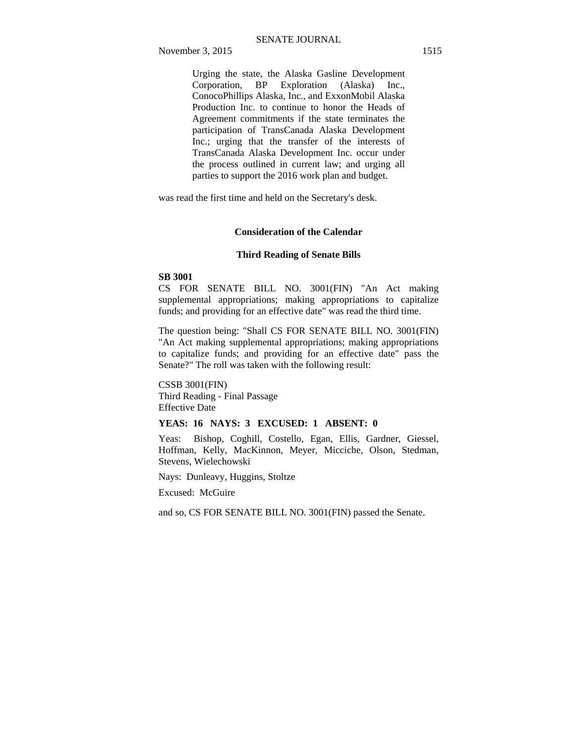Urging the state, the Alaska Gasline Development Corporation, BP Exploration (Alaska) Inc., ConocoPhillips Alaska, Inc., and ExxonMobil Alaska Production Inc. to continue to honor the Heads of Agreement commitments if the state terminates the participation of TransCanada Alaska Development Inc.; urging that the transfer of the interests of TransCanada Alaska Development Inc. occur under the process outlined in current law; and urging all parties to support the 2016 work plan and budget.

was read the first time and held on the Secretary's desk.

**Consideration of the Calendar**

**Third Reading of Senate Bills**

**SB 3001**

CS FOR SENATE BILL NO. 3001(FIN) "An Act making supplemental appropriations; making appropriations to capitalize funds; and providing for an effective date" was read the third time.

The question being: "Shall CS FOR SENATE BILL NO. 3001(FIN) "An Act making supplemental appropriations; making appropriations to capitalize funds; and providing for an effective date" pass the Senate?" The roll was taken with the following result:

CSSB 3001(FIN)
Third Reading - Final Passage
Effective Date

**YEAS: 16 NAYS: 3 EXCUSED: 1 ABSENT: 0**

Yeas: Bishop, Coghill, Costello, Egan, Ellis, Gardner, Giessel, Hoffman, Kelly, MacKinnon, Meyer, Micciche, Olson, Stedman, Stevens, Wielechowski

Nays: Dunleavy, Huggins, Stoltze

Excused: McGuire

and so, CS FOR SENATE BILL NO. 3001(FIN) passed the Senate.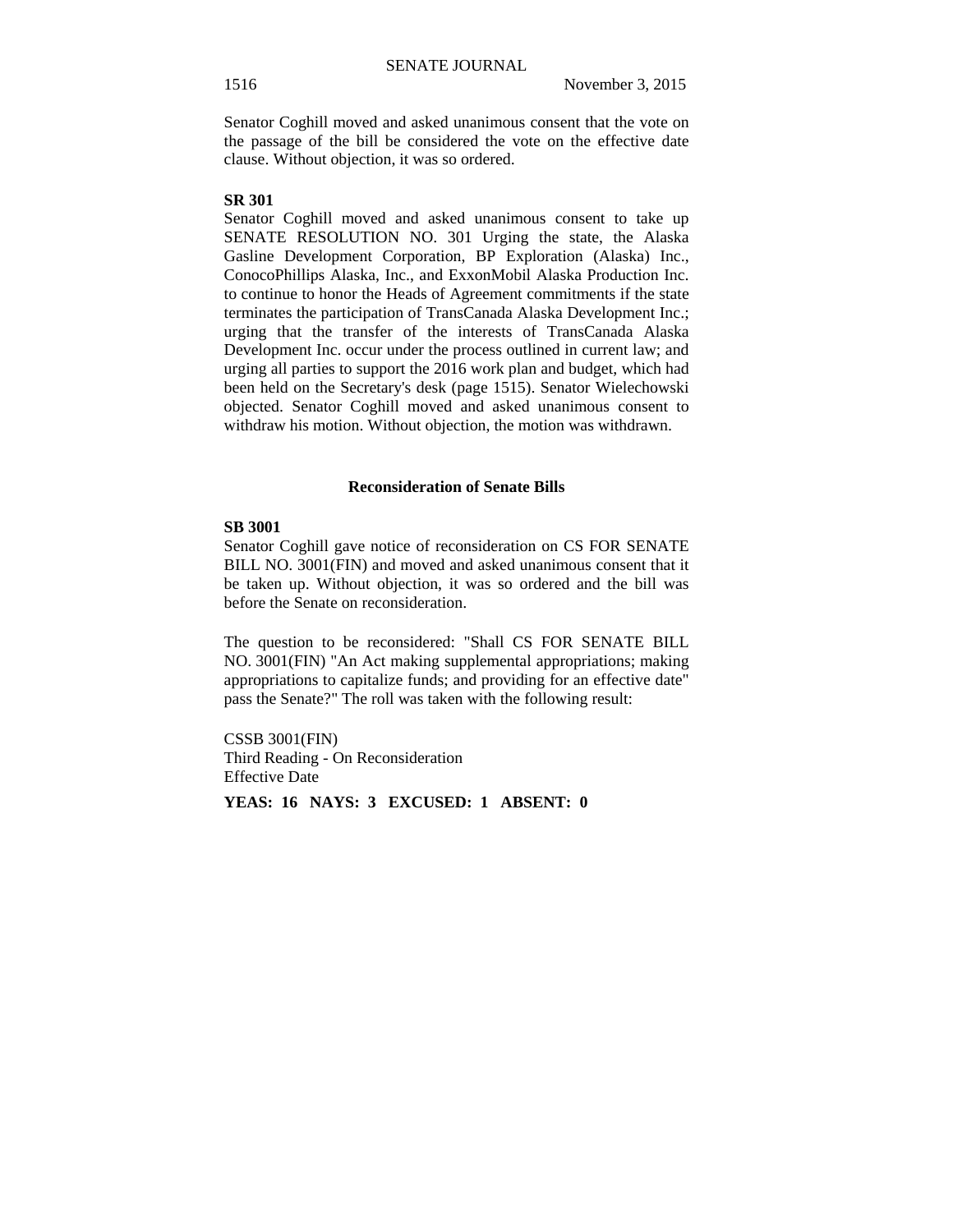Senator Coghill moved and asked unanimous consent that the vote on the passage of the bill be considered the vote on the effective date clause. Without objection, it was so ordered.

**SR 301**

Senator Coghill moved and asked unanimous consent to take up SENATE RESOLUTION NO. 301 Urging the state, the Alaska Gasline Development Corporation, BP Exploration (Alaska) Inc., ConocoPhillips Alaska, Inc., and ExxonMobil Alaska Production Inc. to continue to honor the Heads of Agreement commitments if the state terminates the participation of TransCanada Alaska Development Inc.; urging that the transfer of the interests of TransCanada Alaska Development Inc. occur under the process outlined in current law; and urging all parties to support the 2016 work plan and budget, which had been held on the Secretary's desk (page 1515). Senator Wielechowski objected. Senator Coghill moved and asked unanimous consent to withdraw his motion. Without objection, the motion was withdrawn.

## Reconsideration of Senate Bills

**SB 3001**

Senator Coghill gave notice of reconsideration on CS FOR SENATE BILL NO. 3001(FIN) and moved and asked unanimous consent that it be taken up. Without objection, it was so ordered and the bill was before the Senate on reconsideration.

The question to be reconsidered: "Shall CS FOR SENATE BILL NO. 3001(FIN) "An Act making supplemental appropriations; making appropriations to capitalize funds; and providing for an effective date" pass the Senate?" The roll was taken with the following result:

CSSB 3001(FIN)
Third Reading - On Reconsideration
Effective Date

**YEAS: 16 NAYS: 3 EXCUSED: 1 ABSENT: 0**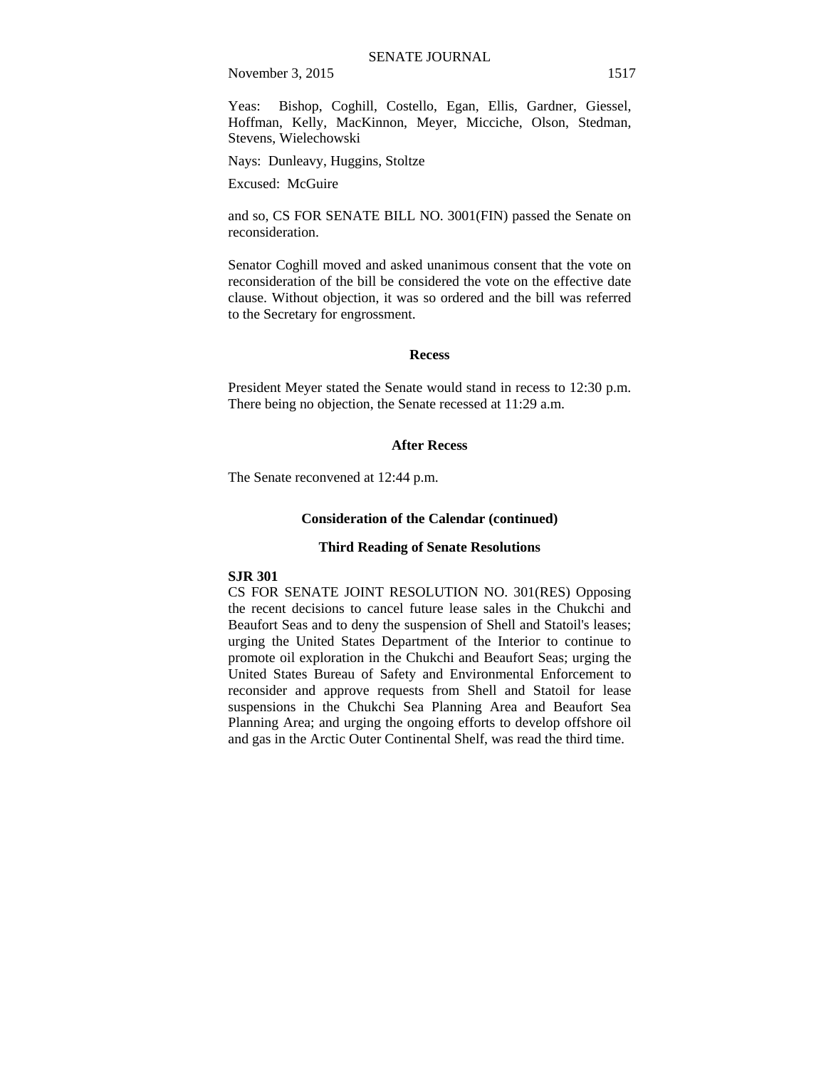Yeas: Bishop, Coghill, Costello, Egan, Ellis, Gardner, Giessel, Hoffman, Kelly, MacKinnon, Meyer, Micciche, Olson, Stedman, Stevens, Wielechowski

Nays: Dunleavy, Huggins, Stoltze

Excused: McGuire

and so, CS FOR SENATE BILL NO. 3001(FIN) passed the Senate on reconsideration.

Senator Coghill moved and asked unanimous consent that the vote on reconsideration of the bill be considered the vote on the effective date clause. Without objection, it was so ordered and the bill was referred to the Secretary for engrossment.

**Recess**

President Meyer stated the Senate would stand in recess to 12:30 p.m. There being no objection, the Senate recessed at 11:29 a.m.

**After Recess**

The Senate reconvened at 12:44 p.m.

**Consideration of the Calendar (continued)**

**Third Reading of Senate Resolutions**

**SJR 301**
CS FOR SENATE JOINT RESOLUTION NO. 301(RES) Opposing the recent decisions to cancel future lease sales in the Chukchi and Beaufort Seas and to deny the suspension of Shell and Statoil's leases; urging the United States Department of the Interior to continue to promote oil exploration in the Chukchi and Beaufort Seas; urging the United States Bureau of Safety and Environmental Enforcement to reconsider and approve requests from Shell and Statoil for lease suspensions in the Chukchi Sea Planning Area and Beaufort Sea Planning Area; and urging the ongoing efforts to develop offshore oil and gas in the Arctic Outer Continental Shelf, was read the third time.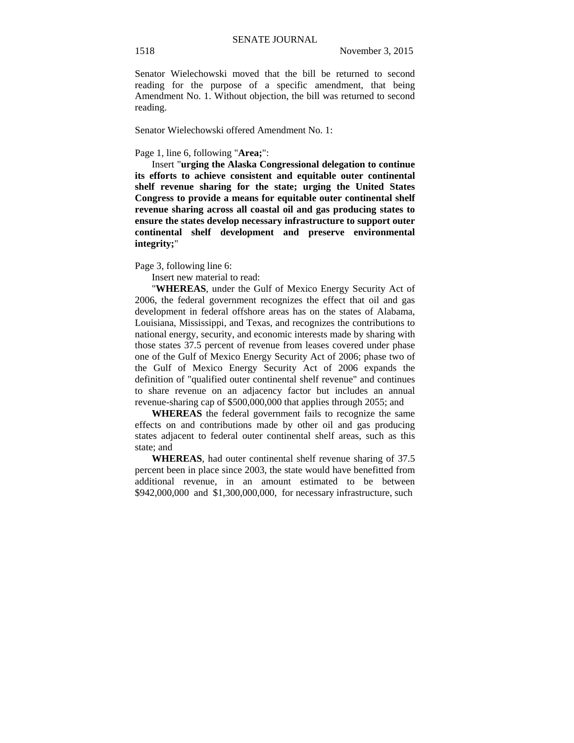Senator Wielechowski moved that the bill be returned to second reading for the purpose of a specific amendment, that being Amendment No. 1. Without objection, the bill was returned to second reading.

Senator Wielechowski offered Amendment No. 1:

Page 1, line 6, following "**Area;**":

Insert "**urging the Alaska Congressional delegation to continue its efforts to achieve consistent and equitable outer continental shelf revenue sharing for the state; urging the United States Congress to provide a means for equitable outer continental shelf revenue sharing across all coastal oil and gas producing states to ensure the states develop necessary infrastructure to support outer continental shelf development and preserve environmental integrity;**"

Page 3, following line 6:

Insert new material to read:

"**WHEREAS**, under the Gulf of Mexico Energy Security Act of 2006, the federal government recognizes the effect that oil and gas development in federal offshore areas has on the states of Alabama, Louisiana, Mississippi, and Texas, and recognizes the contributions to national energy, security, and economic interests made by sharing with those states 37.5 percent of revenue from leases covered under phase one of the Gulf of Mexico Energy Security Act of 2006; phase two of the Gulf of Mexico Energy Security Act of 2006 expands the definition of "qualified outer continental shelf revenue" and continues to share revenue on an adjacency factor but includes an annual revenue-sharing cap of $500,000,000 that applies through 2055; and

**WHEREAS** the federal government fails to recognize the same effects on and contributions made by other oil and gas producing states adjacent to federal outer continental shelf areas, such as this state; and

**WHEREAS**, had outer continental shelf revenue sharing of 37.5 percent been in place since 2003, the state would have benefitted from additional revenue, in an amount estimated to be between $942,000,000 and $1,300,000,000, for necessary infrastructure, such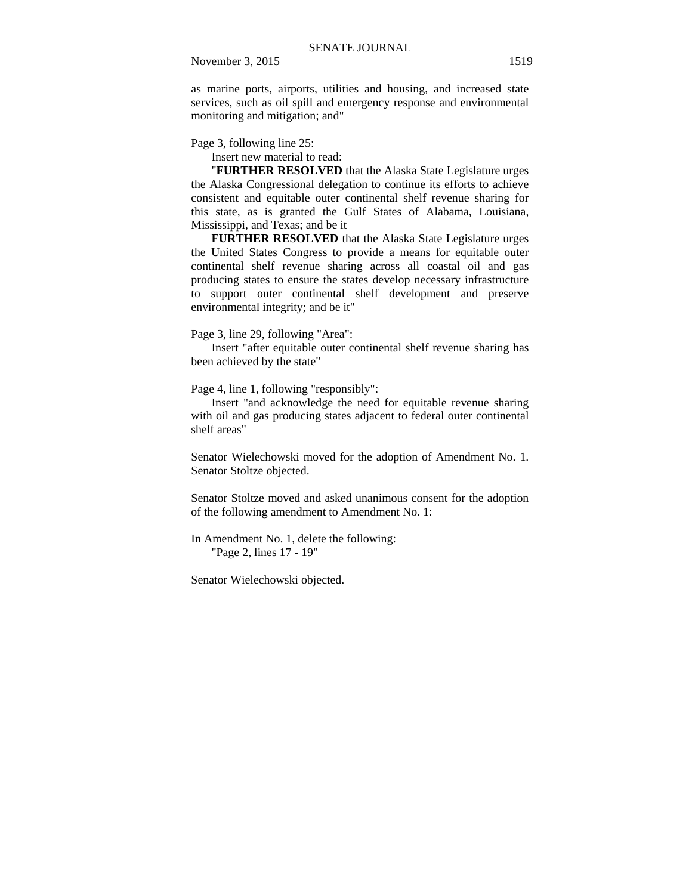as marine ports, airports, utilities and housing, and increased state services, such as oil spill and emergency response and environmental monitoring and mitigation; and"

Page 3, following line 25:

Insert new material to read:

"**FURTHER RESOLVED** that the Alaska State Legislature urges the Alaska Congressional delegation to continue its efforts to achieve consistent and equitable outer continental shelf revenue sharing for this state, as is granted the Gulf States of Alabama, Louisiana, Mississippi, and Texas; and be it

**FURTHER RESOLVED** that the Alaska State Legislature urges the United States Congress to provide a means for equitable outer continental shelf revenue sharing across all coastal oil and gas producing states to ensure the states develop necessary infrastructure to support outer continental shelf development and preserve environmental integrity; and be it"

Page 3, line 29, following "Area":

Insert "after equitable outer continental shelf revenue sharing has been achieved by the state"

Page 4, line 1, following "responsibly":

Insert "and acknowledge the need for equitable revenue sharing with oil and gas producing states adjacent to federal outer continental shelf areas"

Senator Wielechowski moved for the adoption of Amendment No. 1. Senator Stoltze objected.

Senator Stoltze moved and asked unanimous consent for the adoption of the following amendment to Amendment No. 1:

In Amendment No. 1, delete the following:

"Page 2, lines 17 - 19"

Senator Wielechowski objected.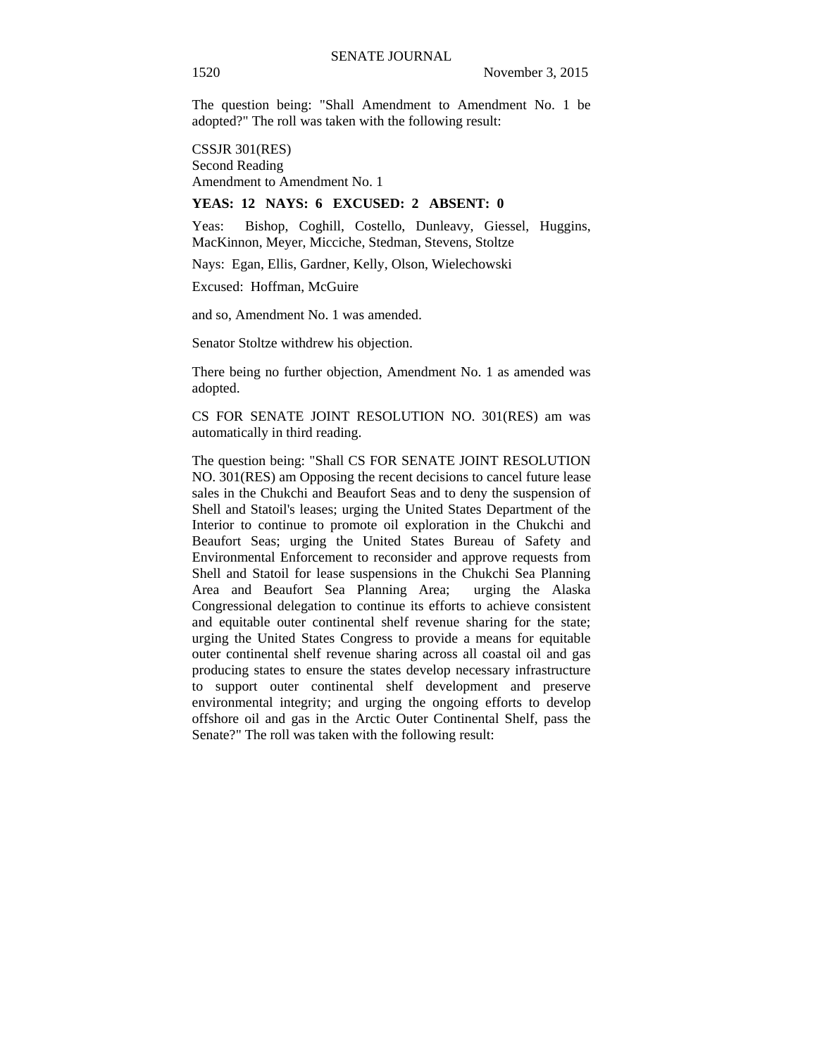The question being: "Shall Amendment to Amendment No. 1 be adopted?" The roll was taken with the following result:

CSSJR 301(RES)
Second Reading
Amendment to Amendment No. 1

**YEAS: 12 NAYS: 6 EXCUSED: 2 ABSENT: 0**

Yeas: Bishop, Coghill, Costello, Dunleavy, Giessel, Huggins, MacKinnon, Meyer, Micciche, Stedman, Stevens, Stoltze

Nays: Egan, Ellis, Gardner, Kelly, Olson, Wielechowski

Excused: Hoffman, McGuire

and so, Amendment No. 1 was amended.

Senator Stoltze withdrew his objection.

There being no further objection, Amendment No. 1 as amended was adopted.

CS FOR SENATE JOINT RESOLUTION NO. 301(RES) am was automatically in third reading.

The question being: "Shall CS FOR SENATE JOINT RESOLUTION NO. 301(RES) am Opposing the recent decisions to cancel future lease sales in the Chukchi and Beaufort Seas and to deny the suspension of Shell and Statoil's leases; urging the United States Department of the Interior to continue to promote oil exploration in the Chukchi and Beaufort Seas; urging the United States Bureau of Safety and Environmental Enforcement to reconsider and approve requests from Shell and Statoil for lease suspensions in the Chukchi Sea Planning Area and Beaufort Sea Planning Area; urging the Alaska Congressional delegation to continue its efforts to achieve consistent and equitable outer continental shelf revenue sharing for the state; urging the United States Congress to provide a means for equitable outer continental shelf revenue sharing across all coastal oil and gas producing states to ensure the states develop necessary infrastructure to support outer continental shelf development and preserve environmental integrity; and urging the ongoing efforts to develop offshore oil and gas in the Arctic Outer Continental Shelf, pass the Senate?" The roll was taken with the following result: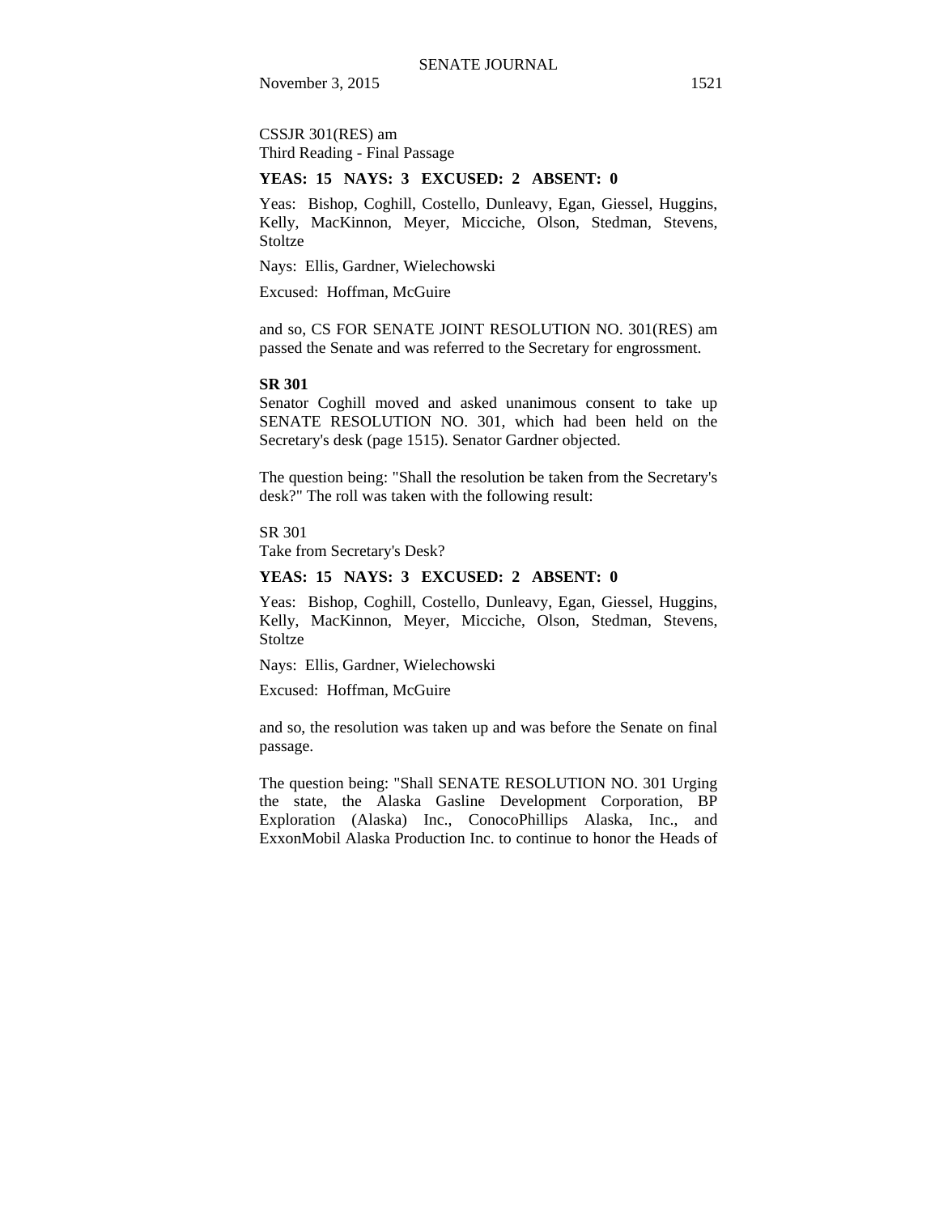CSSJR 301(RES) am
Third Reading - Final Passage

**YEAS: 15 NAYS: 3 EXCUSED: 2 ABSENT: 0**

Yeas: Bishop, Coghill, Costello, Dunleavy, Egan, Giessel, Huggins, Kelly, MacKinnon, Meyer, Micciche, Olson, Stedman, Stevens, Stoltze

Nays: Ellis, Gardner, Wielechowski

Excused: Hoffman, McGuire

and so, CS FOR SENATE JOINT RESOLUTION NO. 301(RES) am passed the Senate and was referred to the Secretary for engrossment.

**SR 301**
Senator Coghill moved and asked unanimous consent to take up SENATE RESOLUTION NO. 301, which had been held on the Secretary's desk (page 1515). Senator Gardner objected.

The question being: "Shall the resolution be taken from the Secretary's desk?" The roll was taken with the following result:

SR 301
Take from Secretary's Desk?

**YEAS: 15 NAYS: 3 EXCUSED: 2 ABSENT: 0**

Yeas: Bishop, Coghill, Costello, Dunleavy, Egan, Giessel, Huggins, Kelly, MacKinnon, Meyer, Micciche, Olson, Stedman, Stevens, Stoltze

Nays: Ellis, Gardner, Wielechowski

Excused: Hoffman, McGuire

and so, the resolution was taken up and was before the Senate on final passage.

The question being: "Shall SENATE RESOLUTION NO. 301 Urging the state, the Alaska Gasline Development Corporation, BP Exploration (Alaska) Inc., ConocoPhillips Alaska, Inc., and ExxonMobil Alaska Production Inc. to continue to honor the Heads of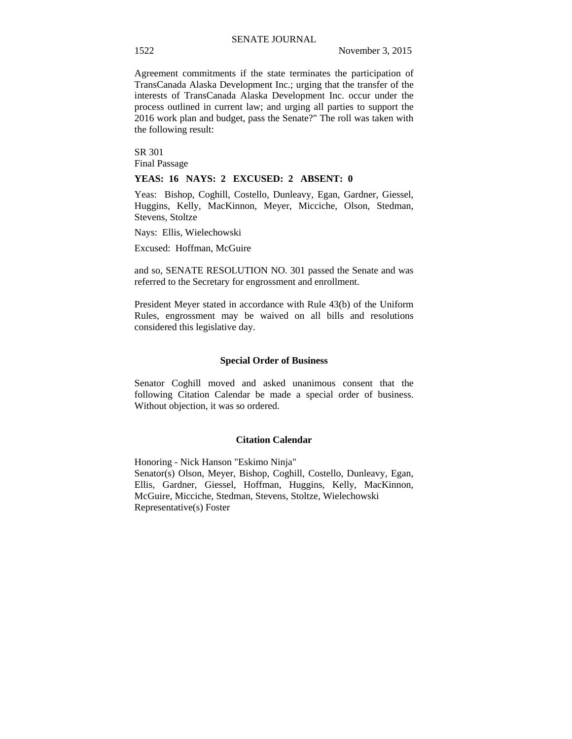Agreement commitments if the state terminates the participation of TransCanada Alaska Development Inc.; urging that the transfer of the interests of TransCanada Alaska Development Inc. occur under the process outlined in current law; and urging all parties to support the 2016 work plan and budget, pass the Senate?" The roll was taken with the following result:

SR 301
Final Passage

**YEAS: 16 NAYS: 2 EXCUSED: 2 ABSENT: 0**

Yeas: Bishop, Coghill, Costello, Dunleavy, Egan, Gardner, Giessel, Huggins, Kelly, MacKinnon, Meyer, Micciche, Olson, Stedman, Stevens, Stoltze

Nays: Ellis, Wielechowski

Excused: Hoffman, McGuire

and so, SENATE RESOLUTION NO. 301 passed the Senate and was referred to the Secretary for engrossment and enrollment.

President Meyer stated in accordance with Rule 43(b) of the Uniform Rules, engrossment may be waived on all bills and resolutions considered this legislative day.

## Special Order of Business

Senator Coghill moved and asked unanimous consent that the following Citation Calendar be made a special order of business. Without objection, it was so ordered.

## Citation Calendar

Honoring - Nick Hanson "Eskimo Ninja"
Senator(s) Olson, Meyer, Bishop, Coghill, Costello, Dunleavy, Egan, Ellis, Gardner, Giessel, Hoffman, Huggins, Kelly, MacKinnon, McGuire, Micciche, Stedman, Stevens, Stoltze, Wielechowski
Representative(s) Foster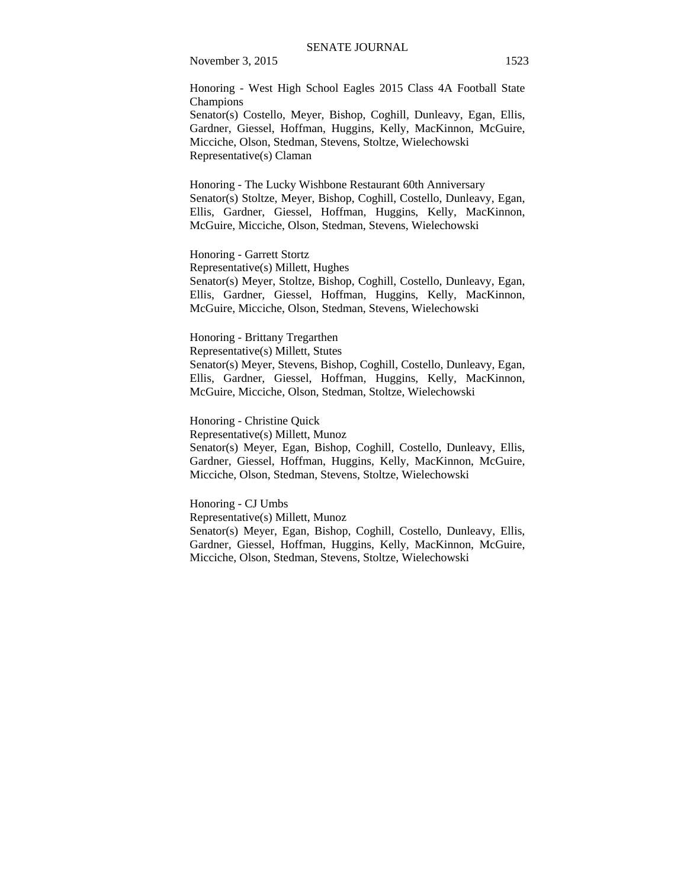Honoring - West High School Eagles 2015 Class 4A Football State Champions
Senator(s) Costello, Meyer, Bishop, Coghill, Dunleavy, Egan, Ellis, Gardner, Giessel, Hoffman, Huggins, Kelly, MacKinnon, McGuire, Micciche, Olson, Stedman, Stevens, Stoltze, Wielechowski
Representative(s) Claman

Honoring - The Lucky Wishbone Restaurant 60th Anniversary
Senator(s) Stoltze, Meyer, Bishop, Coghill, Costello, Dunleavy, Egan, Ellis, Gardner, Giessel, Hoffman, Huggins, Kelly, MacKinnon, McGuire, Micciche, Olson, Stedman, Stevens, Wielechowski

Honoring - Garrett Stortz
Representative(s) Millett, Hughes
Senator(s) Meyer, Stoltze, Bishop, Coghill, Costello, Dunleavy, Egan, Ellis, Gardner, Giessel, Hoffman, Huggins, Kelly, MacKinnon, McGuire, Micciche, Olson, Stedman, Stevens, Wielechowski

Honoring - Brittany Tregarthen
Representative(s) Millett, Stutes
Senator(s) Meyer, Stevens, Bishop, Coghill, Costello, Dunleavy, Egan, Ellis, Gardner, Giessel, Hoffman, Huggins, Kelly, MacKinnon, McGuire, Micciche, Olson, Stedman, Stoltze, Wielechowski

Honoring - Christine Quick
Representative(s) Millett, Munoz
Senator(s) Meyer, Egan, Bishop, Coghill, Costello, Dunleavy, Ellis, Gardner, Giessel, Hoffman, Huggins, Kelly, MacKinnon, McGuire, Micciche, Olson, Stedman, Stevens, Stoltze, Wielechowski

Honoring - CJ Umbs
Representative(s) Millett, Munoz
Senator(s) Meyer, Egan, Bishop, Coghill, Costello, Dunleavy, Ellis, Gardner, Giessel, Hoffman, Huggins, Kelly, MacKinnon, McGuire, Micciche, Olson, Stedman, Stevens, Stoltze, Wielechowski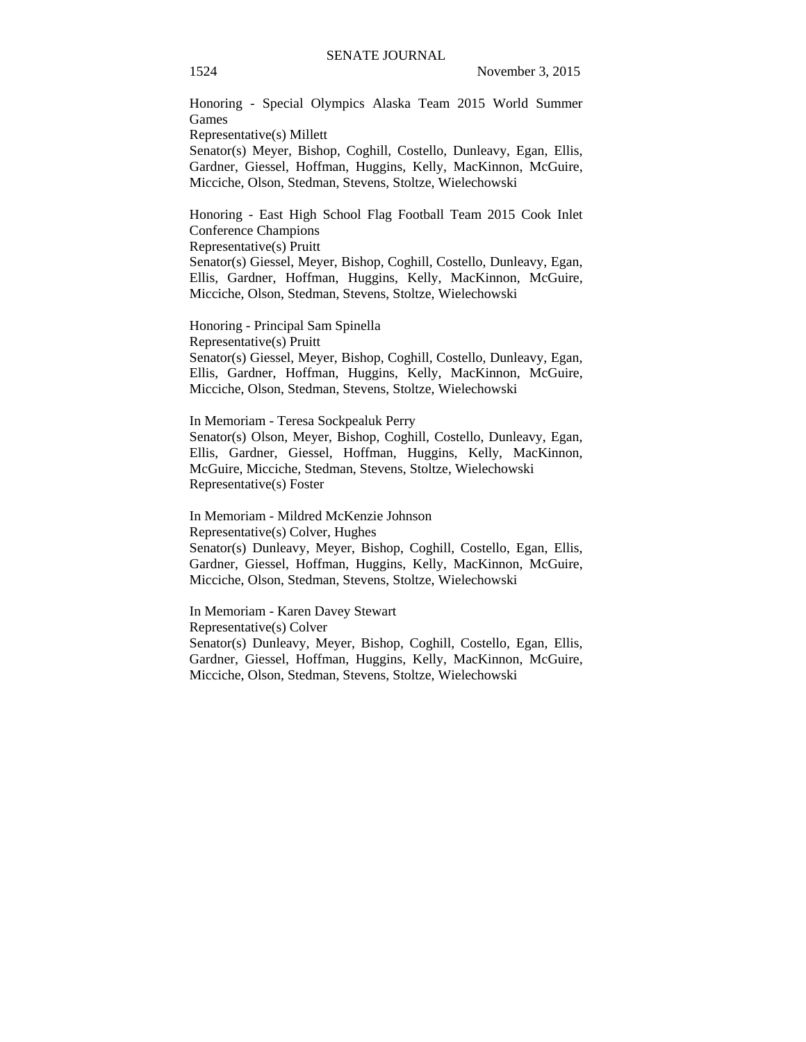Honoring - Special Olympics Alaska Team 2015 World Summer Games
Representative(s) Millett
Senator(s) Meyer, Bishop, Coghill, Costello, Dunleavy, Egan, Ellis, Gardner, Giessel, Hoffman, Huggins, Kelly, MacKinnon, McGuire, Micciche, Olson, Stedman, Stevens, Stoltze, Wielechowski

Honoring - East High School Flag Football Team 2015 Cook Inlet Conference Champions
Representative(s) Pruitt
Senator(s) Giessel, Meyer, Bishop, Coghill, Costello, Dunleavy, Egan, Ellis, Gardner, Hoffman, Huggins, Kelly, MacKinnon, McGuire, Micciche, Olson, Stedman, Stevens, Stoltze, Wielechowski

Honoring - Principal Sam Spinella
Representative(s) Pruitt
Senator(s) Giessel, Meyer, Bishop, Coghill, Costello, Dunleavy, Egan, Ellis, Gardner, Hoffman, Huggins, Kelly, MacKinnon, McGuire, Micciche, Olson, Stedman, Stevens, Stoltze, Wielechowski

In Memoriam - Teresa Sockpealuk Perry
Senator(s) Olson, Meyer, Bishop, Coghill, Costello, Dunleavy, Egan, Ellis, Gardner, Giessel, Hoffman, Huggins, Kelly, MacKinnon, McGuire, Micciche, Stedman, Stevens, Stoltze, Wielechowski
Representative(s) Foster

In Memoriam - Mildred McKenzie Johnson
Representative(s) Colver, Hughes
Senator(s) Dunleavy, Meyer, Bishop, Coghill, Costello, Egan, Ellis, Gardner, Giessel, Hoffman, Huggins, Kelly, MacKinnon, McGuire, Micciche, Olson, Stedman, Stevens, Stoltze, Wielechowski

In Memoriam - Karen Davey Stewart
Representative(s) Colver
Senator(s) Dunleavy, Meyer, Bishop, Coghill, Costello, Egan, Ellis, Gardner, Giessel, Hoffman, Huggins, Kelly, MacKinnon, McGuire, Micciche, Olson, Stedman, Stevens, Stoltze, Wielechowski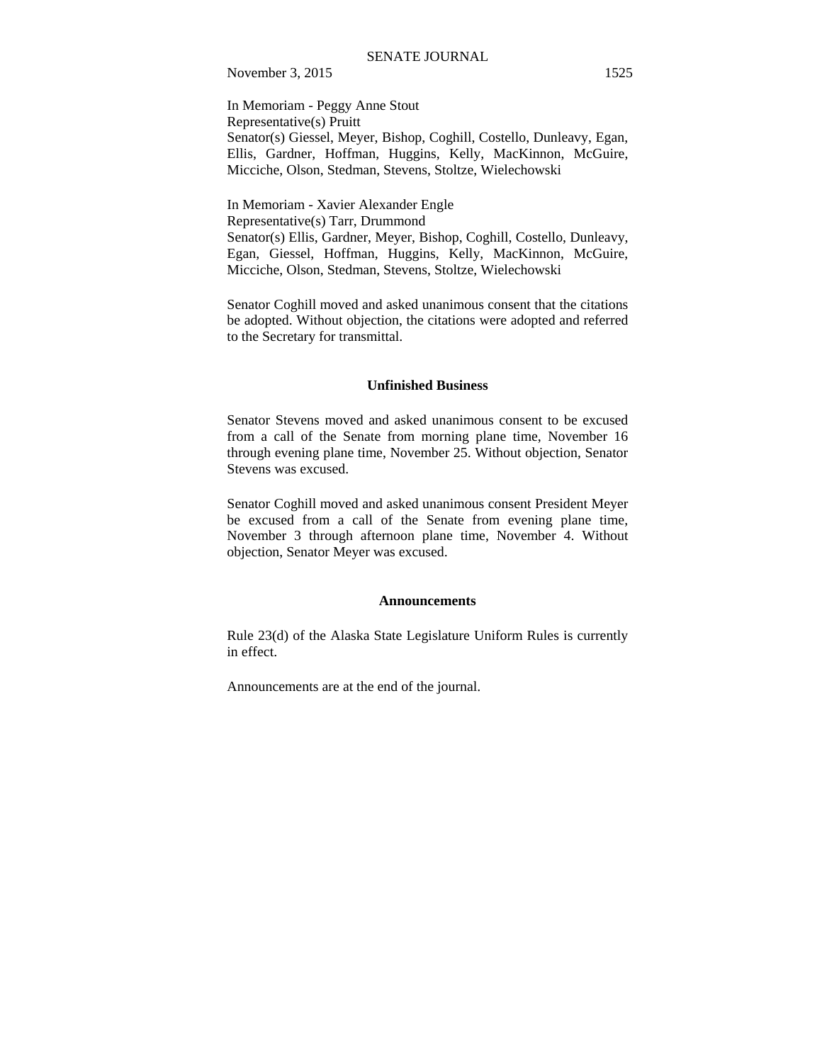In Memoriam - Peggy Anne Stout
Representative(s) Pruitt
Senator(s) Giessel, Meyer, Bishop, Coghill, Costello, Dunleavy, Egan, Ellis, Gardner, Hoffman, Huggins, Kelly, MacKinnon, McGuire, Micciche, Olson, Stedman, Stevens, Stoltze, Wielechowski

In Memoriam - Xavier Alexander Engle
Representative(s) Tarr, Drummond
Senator(s) Ellis, Gardner, Meyer, Bishop, Coghill, Costello, Dunleavy, Egan, Giessel, Hoffman, Huggins, Kelly, MacKinnon, McGuire, Micciche, Olson, Stedman, Stevens, Stoltze, Wielechowski

Senator Coghill moved and asked unanimous consent that the citations be adopted. Without objection, the citations were adopted and referred to the Secretary for transmittal.

## Unfinished Business

Senator Stevens moved and asked unanimous consent to be excused from a call of the Senate from morning plane time, November 16 through evening plane time, November 25. Without objection, Senator Stevens was excused.

Senator Coghill moved and asked unanimous consent President Meyer be excused from a call of the Senate from evening plane time, November 3 through afternoon plane time, November 4. Without objection, Senator Meyer was excused.

## Announcements

Rule 23(d) of the Alaska State Legislature Uniform Rules is currently in effect.

Announcements are at the end of the journal.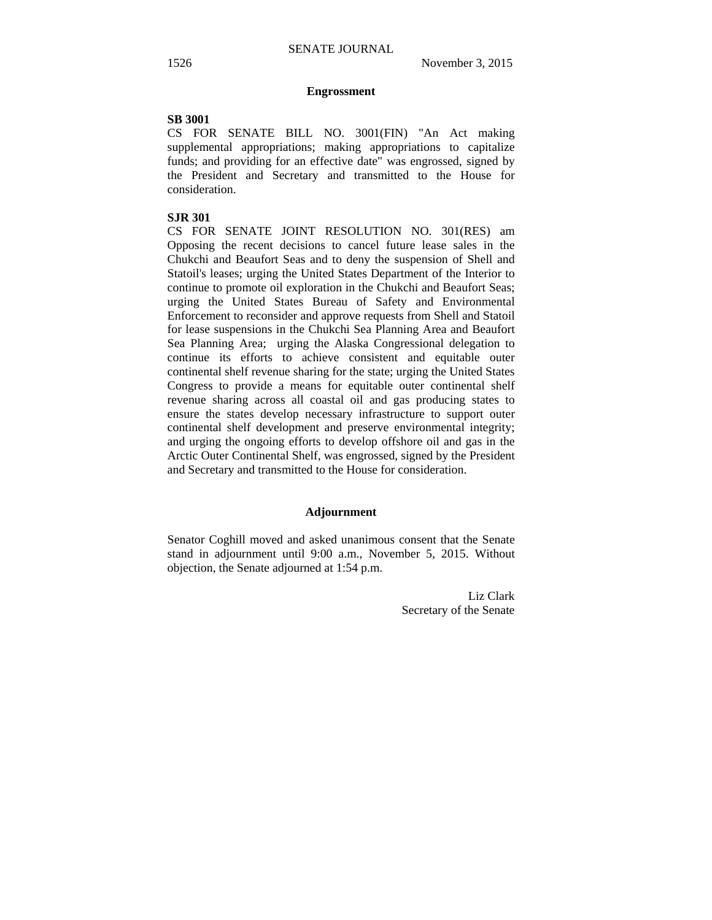## Engrossment

**SB 3001**

CS FOR SENATE BILL NO. 3001(FIN) "An Act making supplemental appropriations; making appropriations to capitalize funds; and providing for an effective date" was engrossed, signed by the President and Secretary and transmitted to the House for consideration.

**SJR 301**

CS FOR SENATE JOINT RESOLUTION NO. 301(RES) am Opposing the recent decisions to cancel future lease sales in the Chukchi and Beaufort Seas and to deny the suspension of Shell and Statoil's leases; urging the United States Department of the Interior to continue to promote oil exploration in the Chukchi and Beaufort Seas; urging the United States Bureau of Safety and Environmental Enforcement to reconsider and approve requests from Shell and Statoil for lease suspensions in the Chukchi Sea Planning Area and Beaufort Sea Planning Area; urging the Alaska Congressional delegation to continue its efforts to achieve consistent and equitable outer continental shelf revenue sharing for the state; urging the United States Congress to provide a means for equitable outer continental shelf revenue sharing across all coastal oil and gas producing states to ensure the states develop necessary infrastructure to support outer continental shelf development and preserve environmental integrity; and urging the ongoing efforts to develop offshore oil and gas in the Arctic Outer Continental Shelf, was engrossed, signed by the President and Secretary and transmitted to the House for consideration.

## Adjournment

Senator Coghill moved and asked unanimous consent that the Senate stand in adjournment until 9:00 a.m., November 5, 2015. Without objection, the Senate adjourned at 1:54 p.m.

Liz Clark
Secretary of the Senate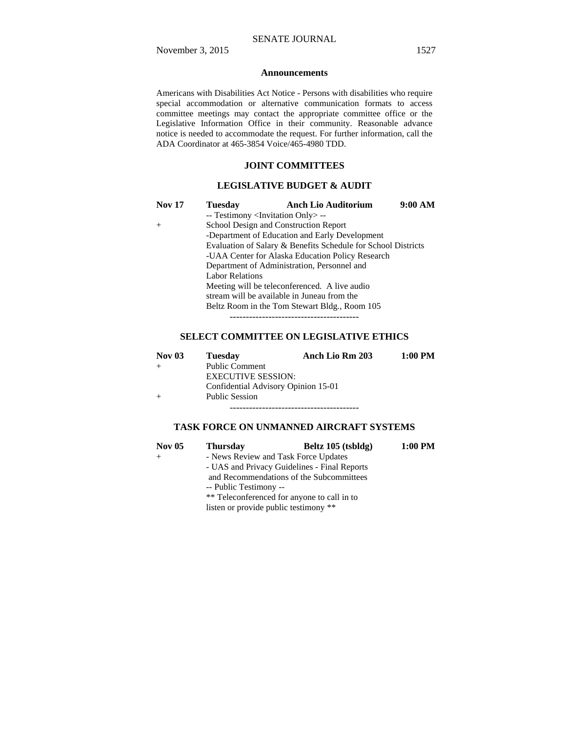## Announcements

Americans with Disabilities Act Notice - Persons with disabilities who require special accommodation or alternative communication formats to access committee meetings may contact the appropriate committee office or the Legislative Information Office in their community. Reasonable advance notice is needed to accommodate the request. For further information, call the ADA Coordinator at 465-3854 Voice/465-4980 TDD.

## JOINT COMMITTEES

### LEGISLATIVE BUDGET & AUDIT

**Nov 17** **Tuesday** **Anch Lio Auditorium** **9:00 AM**

-- Testimony <Invitation Only> --

\+ School Design and Construction Report
-Department of Education and Early Development
Evaluation of Salary & Benefits Schedule for School Districts
-UAA Center for Alaska Education Policy Research
Department of Administration, Personnel and Labor Relations
Meeting will be teleconferenced. A live audio stream will be available in Juneau from the Beltz Room in the Tom Stewart Bldg., Room 105

----------------------------------------

### SELECT COMMITTEE ON LEGISLATIVE ETHICS

**Nov 03** **Tuesday** **Anch Lio Rm 203** **1:00 PM**

\+ Public Comment
EXECUTIVE SESSION:
Confidential Advisory Opinion 15-01
\+ Public Session

----------------------------------------

### TASK FORCE ON UNMANNED AIRCRAFT SYSTEMS

**Nov 05** **Thursday** **Beltz 105 (tsbldg)** **1:00 PM**

\+ - News Review and Task Force Updates
- UAS and Privacy Guidelines - Final Reports and Recommendations of the Subcommittees
-- Public Testimony --
** Teleconferenced for anyone to call in to listen or provide public testimony **